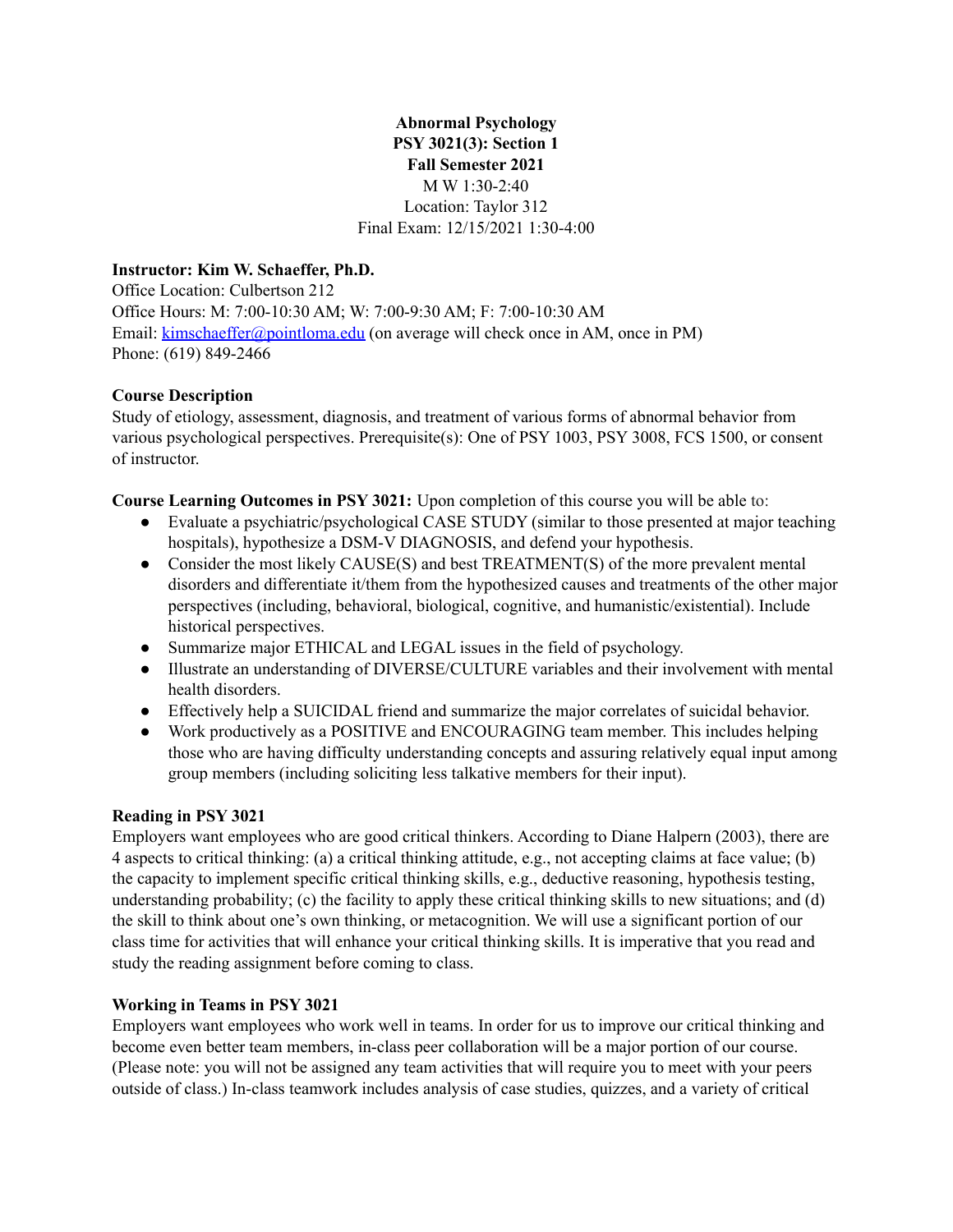**Abnormal Psychology**
**PSY 3021(3): Section 1**
**Fall Semester 2021**
M W 1:30-2:40
Location: Taylor 312
Final Exam: 12/15/2021 1:30-4:00

**Instructor: Kim W. Schaeffer, Ph.D.**
Office Location: Culbertson 212
Office Hours: M: 7:00-10:30 AM; W: 7:00-9:30 AM; F: 7:00-10:30 AM
Email: kimschaeffer@pointloma.edu (on average will check once in AM, once in PM)
Phone: (619) 849-2466

**Course Description**
Study of etiology, assessment, diagnosis, and treatment of various forms of abnormal behavior from various psychological perspectives. Prerequisite(s): One of PSY 1003, PSY 3008, FCS 1500, or consent of instructor.

**Course Learning Outcomes in PSY 3021:** Upon completion of this course you will be able to:

- Evaluate a psychiatric/psychological CASE STUDY (similar to those presented at major teaching hospitals), hypothesize a DSM-V DIAGNOSIS, and defend your hypothesis.
- Consider the most likely CAUSE(S) and best TREATMENT(S) of the more prevalent mental disorders and differentiate it/them from the hypothesized causes and treatments of the other major perspectives (including, behavioral, biological, cognitive, and humanistic/existential). Include historical perspectives.
- Summarize major ETHICAL and LEGAL issues in the field of psychology.
- Illustrate an understanding of DIVERSE/CULTURE variables and their involvement with mental health disorders.
- Effectively help a SUICIDAL friend and summarize the major correlates of suicidal behavior.
- Work productively as a POSITIVE and ENCOURAGING team member. This includes helping those who are having difficulty understanding concepts and assuring relatively equal input among group members (including soliciting less talkative members for their input).

**Reading in PSY 3021**
Employers want employees who are good critical thinkers. According to Diane Halpern (2003), there are 4 aspects to critical thinking: (a) a critical thinking attitude, e.g., not accepting claims at face value; (b) the capacity to implement specific critical thinking skills, e.g., deductive reasoning, hypothesis testing, understanding probability; (c) the facility to apply these critical thinking skills to new situations; and (d) the skill to think about one's own thinking, or metacognition. We will use a significant portion of our class time for activities that will enhance your critical thinking skills. It is imperative that you read and study the reading assignment before coming to class.

**Working in Teams in PSY 3021**
Employers want employees who work well in teams. In order for us to improve our critical thinking and become even better team members, in-class peer collaboration will be a major portion of our course. (Please note: you will not be assigned any team activities that will require you to meet with your peers outside of class.) In-class teamwork includes analysis of case studies, quizzes, and a variety of critical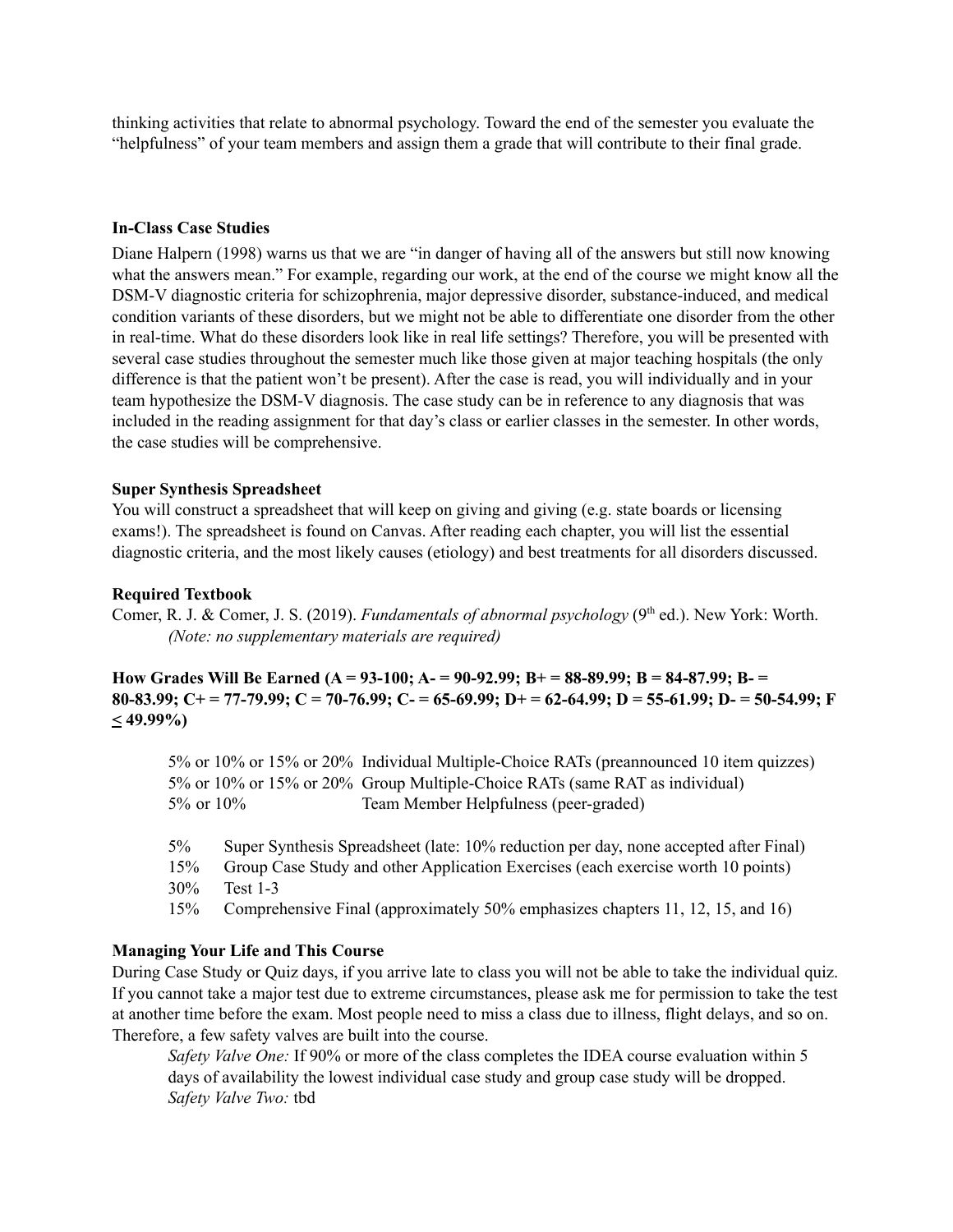thinking activities that relate to abnormal psychology. Toward the end of the semester you evaluate the "helpfulness" of your team members and assign them a grade that will contribute to their final grade.

**In-Class Case Studies**

Diane Halpern (1998) warns us that we are "in danger of having all of the answers but still now knowing what the answers mean." For example, regarding our work, at the end of the course we might know all the DSM-V diagnostic criteria for schizophrenia, major depressive disorder, substance-induced, and medical condition variants of these disorders, but we might not be able to differentiate one disorder from the other in real-time. What do these disorders look like in real life settings? Therefore, you will be presented with several case studies throughout the semester much like those given at major teaching hospitals (the only difference is that the patient won't be present). After the case is read, you will individually and in your team hypothesize the DSM-V diagnosis. The case study can be in reference to any diagnosis that was included in the reading assignment for that day's class or earlier classes in the semester. In other words, the case studies will be comprehensive.

**Super Synthesis Spreadsheet**

You will construct a spreadsheet that will keep on giving and giving (e.g. state boards or licensing exams!). The spreadsheet is found on Canvas. After reading each chapter, you will list the essential diagnostic criteria, and the most likely causes (etiology) and best treatments for all disorders discussed.

**Required Textbook**

Comer, R. J. & Comer, J. S. (2019). *Fundamentals of abnormal psychology* (9th ed.). New York: Worth.
*(Note: no supplementary materials are required)*

**How Grades Will Be Earned (A = 93-100; A- = 90-92.99; B+ = 88-89.99; B = 84-87.99; B- = 80-83.99; C+ = 77-79.99; C = 70-76.99; C- = 65-69.99; D+ = 62-64.99; D = 55-61.99; D- = 50-54.99; F ≤ 49.99%)**

5% or 10% or 15% or 20% Individual Multiple-Choice RATs (preannounced 10 item quizzes)
5% or 10% or 15% or 20% Group Multiple-Choice RATs (same RAT as individual)
5% or 10% Team Member Helpfulness (peer-graded)

5% Super Synthesis Spreadsheet (late: 10% reduction per day, none accepted after Final)
15% Group Case Study and other Application Exercises (each exercise worth 10 points)
30% Test 1-3
15% Comprehensive Final (approximately 50% emphasizes chapters 11, 12, 15, and 16)

**Managing Your Life and This Course**

During Case Study or Quiz days, if you arrive late to class you will not be able to take the individual quiz. If you cannot take a major test due to extreme circumstances, please ask me for permission to take the test at another time before the exam. Most people need to miss a class due to illness, flight delays, and so on. Therefore, a few safety valves are built into the course.

*Safety Valve One:* If 90% or more of the class completes the IDEA course evaluation within 5 days of availability the lowest individual case study and group case study will be dropped.
*Safety Valve Two:* tbd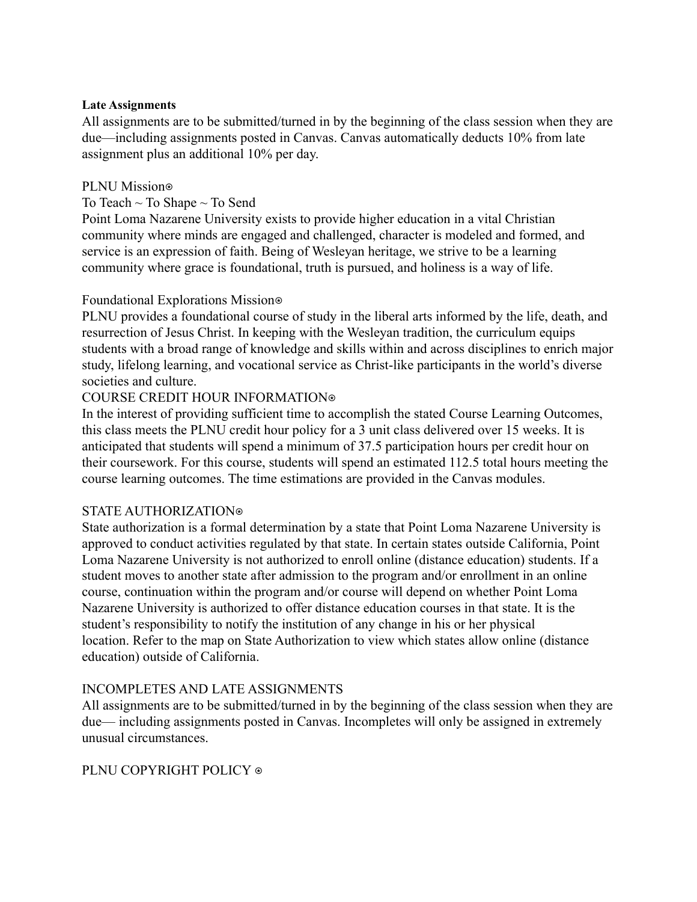**Late Assignments**

All assignments are to be submitted/turned in by the beginning of the class session when they are due—including assignments posted in Canvas. Canvas automatically deducts 10% from late assignment plus an additional 10% per day.

PLNU Mission⊛

To Teach ~ To Shape ~ To Send

Point Loma Nazarene University exists to provide higher education in a vital Christian community where minds are engaged and challenged, character is modeled and formed, and service is an expression of faith. Being of Wesleyan heritage, we strive to be a learning community where grace is foundational, truth is pursued, and holiness is a way of life.

Foundational Explorations Mission⊛

PLNU provides a foundational course of study in the liberal arts informed by the life, death, and resurrection of Jesus Christ. In keeping with the Wesleyan tradition, the curriculum equips students with a broad range of knowledge and skills within and across disciplines to enrich major study, lifelong learning, and vocational service as Christ-like participants in the world's diverse societies and culture.

COURSE CREDIT HOUR INFORMATION⊛

In the interest of providing sufficient time to accomplish the stated Course Learning Outcomes, this class meets the PLNU credit hour policy for a 3 unit class delivered over 15 weeks. It is anticipated that students will spend a minimum of 37.5 participation hours per credit hour on their coursework. For this course, students will spend an estimated 112.5 total hours meeting the course learning outcomes. The time estimations are provided in the Canvas modules.

STATE AUTHORIZATION⊛

State authorization is a formal determination by a state that Point Loma Nazarene University is approved to conduct activities regulated by that state. In certain states outside California, Point Loma Nazarene University is not authorized to enroll online (distance education) students. If a student moves to another state after admission to the program and/or enrollment in an online course, continuation within the program and/or course will depend on whether Point Loma Nazarene University is authorized to offer distance education courses in that state. It is the student's responsibility to notify the institution of any change in his or her physical location. Refer to the map on State Authorization to view which states allow online (distance education) outside of California.

INCOMPLETES AND LATE ASSIGNMENTS

All assignments are to be submitted/turned in by the beginning of the class session when they are due— including assignments posted in Canvas. Incompletes will only be assigned in extremely unusual circumstances.

PLNU COPYRIGHT POLICY ⊛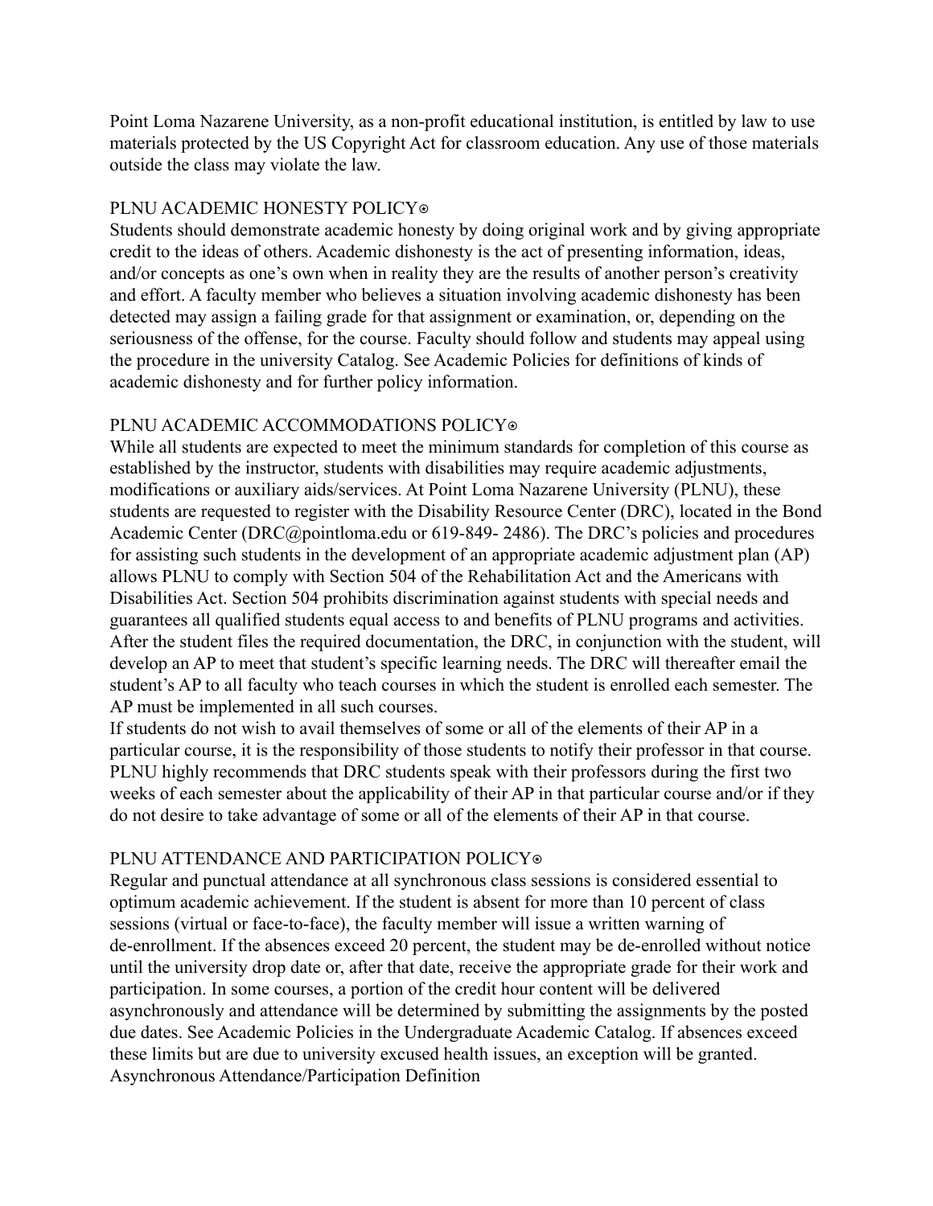Point Loma Nazarene University, as a non-profit educational institution, is entitled by law to use materials protected by the US Copyright Act for classroom education. Any use of those materials outside the class may violate the law.

## PLNU ACADEMIC HONESTY POLICY⊛

Students should demonstrate academic honesty by doing original work and by giving appropriate credit to the ideas of others. Academic dishonesty is the act of presenting information, ideas, and/or concepts as one's own when in reality they are the results of another person's creativity and effort. A faculty member who believes a situation involving academic dishonesty has been detected may assign a failing grade for that assignment or examination, or, depending on the seriousness of the offense, for the course. Faculty should follow and students may appeal using the procedure in the university Catalog. See Academic Policies for definitions of kinds of academic dishonesty and for further policy information.

## PLNU ACADEMIC ACCOMMODATIONS POLICY⊛

While all students are expected to meet the minimum standards for completion of this course as established by the instructor, students with disabilities may require academic adjustments, modifications or auxiliary aids/services. At Point Loma Nazarene University (PLNU), these students are requested to register with the Disability Resource Center (DRC), located in the Bond Academic Center (DRC@pointloma.edu or 619-849- 2486). The DRC's policies and procedures for assisting such students in the development of an appropriate academic adjustment plan (AP) allows PLNU to comply with Section 504 of the Rehabilitation Act and the Americans with Disabilities Act. Section 504 prohibits discrimination against students with special needs and guarantees all qualified students equal access to and benefits of PLNU programs and activities. After the student files the required documentation, the DRC, in conjunction with the student, will develop an AP to meet that student's specific learning needs. The DRC will thereafter email the student's AP to all faculty who teach courses in which the student is enrolled each semester. The AP must be implemented in all such courses.

If students do not wish to avail themselves of some or all of the elements of their AP in a particular course, it is the responsibility of those students to notify their professor in that course. PLNU highly recommends that DRC students speak with their professors during the first two weeks of each semester about the applicability of their AP in that particular course and/or if they do not desire to take advantage of some or all of the elements of their AP in that course.

## PLNU ATTENDANCE AND PARTICIPATION POLICY⊛

Regular and punctual attendance at all synchronous class sessions is considered essential to optimum academic achievement. If the student is absent for more than 10 percent of class sessions (virtual or face-to-face), the faculty member will issue a written warning of de-enrollment. If the absences exceed 20 percent, the student may be de-enrolled without notice until the university drop date or, after that date, receive the appropriate grade for their work and participation. In some courses, a portion of the credit hour content will be delivered asynchronously and attendance will be determined by submitting the assignments by the posted due dates. See Academic Policies in the Undergraduate Academic Catalog. If absences exceed these limits but are due to university excused health issues, an exception will be granted.

Asynchronous Attendance/Participation Definition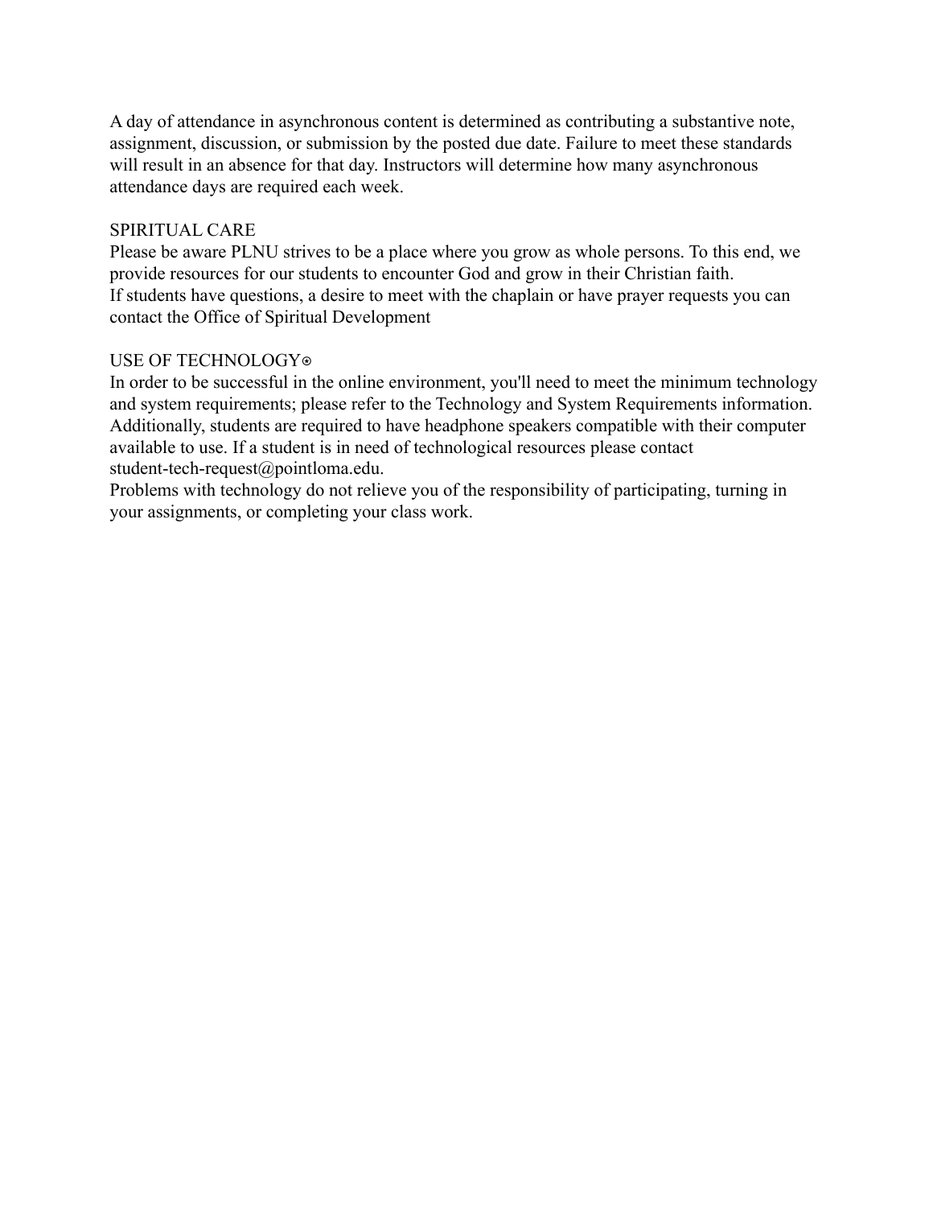A day of attendance in asynchronous content is determined as contributing a substantive note, assignment, discussion, or submission by the posted due date. Failure to meet these standards will result in an absence for that day. Instructors will determine how many asynchronous attendance days are required each week.

## SPIRITUAL CARE

Please be aware PLNU strives to be a place where you grow as whole persons. To this end, we provide resources for our students to encounter God and grow in their Christian faith.
If students have questions, a desire to meet with the chaplain or have prayer requests you can contact the Office of Spiritual Development

## USE OF TECHNOLOGY⊛

In order to be successful in the online environment, you'll need to meet the minimum technology and system requirements; please refer to the Technology and System Requirements information. Additionally, students are required to have headphone speakers compatible with their computer available to use. If a student is in need of technological resources please contact student-tech-request@pointloma.edu.
Problems with technology do not relieve you of the responsibility of participating, turning in your assignments, or completing your class work.